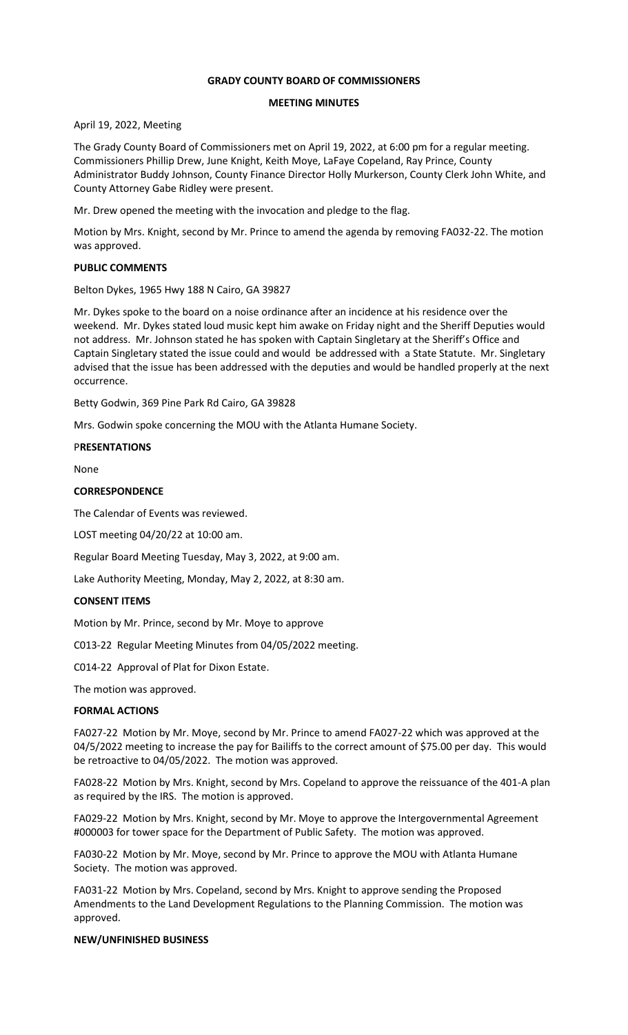**GRADY COUNTY BOARD OF COMMISSIONERS**

**MEETING MINUTES**

April 19, 2022, Meeting

The Grady County Board of Commissioners met on April 19, 2022, at 6:00 pm for a regular meeting. Commissioners Phillip Drew, June Knight, Keith Moye, LaFaye Copeland, Ray Prince, County Administrator Buddy Johnson, County Finance Director Holly Murkerson, County Clerk John White, and County Attorney Gabe Ridley were present.

Mr. Drew opened the meeting with the invocation and pledge to the flag.

Motion by Mrs. Knight, second by Mr. Prince to amend the agenda by removing FA032-22. The motion was approved.

**PUBLIC COMMENTS**

Belton Dykes, 1965 Hwy 188 N Cairo, GA 39827

Mr. Dykes spoke to the board on a noise ordinance after an incidence at his residence over the weekend. Mr. Dykes stated loud music kept him awake on Friday night and the Sheriff Deputies would not address. Mr. Johnson stated he has spoken with Captain Singletary at the Sheriff's Office and Captain Singletary stated the issue could and would be addressed with a State Statute. Mr. Singletary advised that the issue has been addressed with the deputies and would be handled properly at the next occurrence.

Betty Godwin, 369 Pine Park Rd Cairo, GA 39828

Mrs. Godwin spoke concerning the MOU with the Atlanta Humane Society.

**PRESENTATIONS**

None

**CORRESPONDENCE**

The Calendar of Events was reviewed.

LOST meeting 04/20/22 at 10:00 am.

Regular Board Meeting Tuesday, May 3, 2022, at 9:00 am.

Lake Authority Meeting, Monday, May 2, 2022, at 8:30 am.

**CONSENT ITEMS**

Motion by Mr. Prince, second by Mr. Moye to approve

C013-22 Regular Meeting Minutes from 04/05/2022 meeting.

C014-22 Approval of Plat for Dixon Estate.

The motion was approved.

**FORMAL ACTIONS**

FA027-22 Motion by Mr. Moye, second by Mr. Prince to amend FA027-22 which was approved at the 04/5/2022 meeting to increase the pay for Bailiffs to the correct amount of $75.00 per day. This would be retroactive to 04/05/2022. The motion was approved.

FA028-22 Motion by Mrs. Knight, second by Mrs. Copeland to approve the reissuance of the 401-A plan as required by the IRS. The motion is approved.

FA029-22 Motion by Mrs. Knight, second by Mr. Moye to approve the Intergovernmental Agreement #000003 for tower space for the Department of Public Safety. The motion was approved.

FA030-22 Motion by Mr. Moye, second by Mr. Prince to approve the MOU with Atlanta Humane Society. The motion was approved.

FA031-22 Motion by Mrs. Copeland, second by Mrs. Knight to approve sending the Proposed Amendments to the Land Development Regulations to the Planning Commission. The motion was approved.

**NEW/UNFINISHED BUSINESS**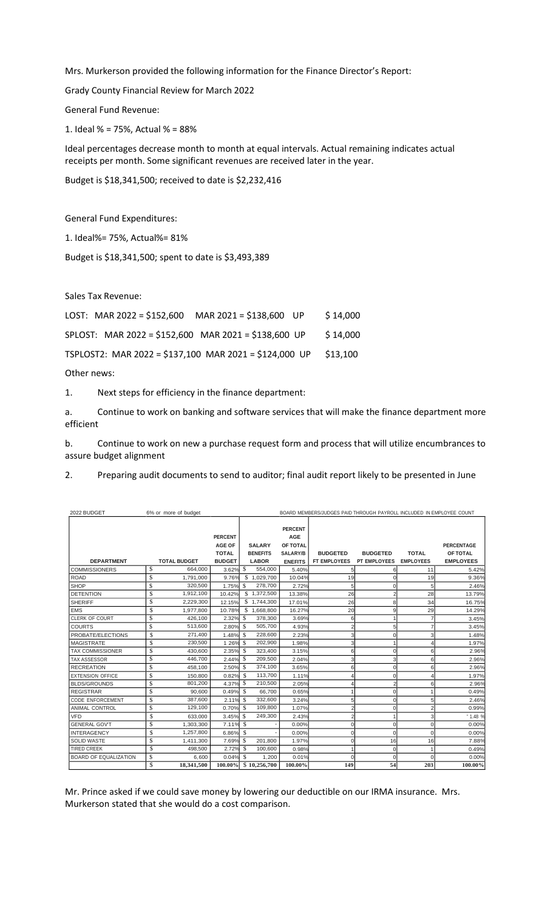Mrs. Murkerson provided the following information for the Finance Director's Report:

Grady County Financial Review for March 2022

General Fund Revenue:

1. Ideal % = 75%, Actual % = 88%

Ideal percentages decrease month to month at equal intervals. Actual remaining indicates actual receipts per month. Some significant revenues are received later in the year.

Budget is $18,341,500; received to date is $2,232,416

General Fund Expenditures:

1. Ideal%= 75%, Actual%= 81%

Budget is $18,341,500; spent to date is $3,493,389

Sales Tax Revenue:

LOST: MAR 2022 = $152,600 MAR 2021 = $138,600 UP $ 14,000

SPLOST: MAR 2022 = $152,600 MAR 2021 = $138,600 UP $ 14,000

TSPLOST2: MAR 2022 = $137,100 MAR 2021 = $124,000 UP $13,100

Other news:

1. Next steps for efficiency in the finance department:

a. Continue to work on banking and software services that will make the finance department more efficient

b. Continue to work on new a purchase request form and process that will utilize encumbrances to assure budget alignment

2. Preparing audit documents to send to auditor; final audit report likely to be presented in June

| 2022 BUDGET | 6% or more of budget | | BOARD MEMBERS/JUDGES PAID THROUGH PAYROLL INCLUDED IN EMPLOYEE COUNT | | | | | |
|---|---|---|---|---|---|---|---|---|
| DEPARTMENT | TOTAL BUDGET | PERCENT AGE OF TOTAL BUDGET | SALARY BENEFITS LABOR | PERCENT AGE OF TOTAL SALARY/B ENEFITS | BUDGETED FT EMPLOYEES | BUDGETED PT EMPLOYEES | TOTAL EMPLOYEES | PERCENTAGE OF TOTAL EMPLOYEES |
| COMMISSIONERS | $ 664,000 | 3.62% | $ 554,000 | 5.40% | 5 | 6 | 11 | 5.42% |
| ROAD | $ 1,791,000 | 9.76% | $ 1,029,700 | 10.04% | 19 | 0 | 19 | 9.36% |
| SHOP | $ 320,500 | 1.75% | $ 278,700 | 2.72% | 5 | 0 | 5 | 2.46% |
| DETENTION | $ 1,912,100 | 10.42% | $ 1,372,500 | 13.38% | 26 | 2 | 28 | 13.79% |
| SHERIFF | $ 2,229,300 | 12 15% | $ 1,744,300 | 17.01% | 26 | 8 | 34 | 16.75% |
| EMS | $ 1,977,800 | 10.78% | $ 1,668,800 | 16.27% | 20 | 9 | 29 | 14.29% |
| CLERK OF COURT | $ 426,100 | 2.32% | $ 378,300 | 3.69% | 6 | 1 | 7 | 3.45% |
| COURTS | $ 513,600 | 2.80% | $ 505,700 | 4.93% | 2 | 5 | 7 | 3.45% |
| PROBATE/ELECTIONS | $ 271,400 | 1.48% | $ 228,600 | 2.23% | 3 | 0 | 3 | 1.48% |
| MAGISTRATE | $ 230,500 | 1 26% | $ 202,900 | 1.98% | 3 | 1 | 4 | 1.97% |
| TAX COMMISSIONER | $ 430,600 | 2.35% | $ 323,400 | 3.15% | 6 | 0 | 6 | 2.96% |
| TAX ASSESSOR | $ 446,700 | 2.44% | $ 209,500 | 2.04% | 3 | 3 | 6 | 2.96% |
| RECREATION | $ 458,100 | 2.50% | $ 374,100 | 3.65% | 6 | 0 | 6 | 2.96% |
| EXTENSION OFFICE | $ 150,800 | 0.82% | $ 113,700 | 1.11% | 4 | 0 | 4 | 1.97% |
| BLDS/GROUNDS | $ 801,200 | 4.37% | $ 210,500 | 2.05% | 4 | 2 | 6 | 2.96% |
| REGISTRAR | $ 90,600 | 0.49% | $ 66,700 | 0.65% | 1 | 0 | 1 | 0.49% |
| CODE ENFORCEMENT | $ 387,600 | 2.11% | $ 332,600 | 3.24% | 5 | 0 | 5 | 2.46% |
| ANIMAL CONTROL | $ 129,100 | 0.70% | $ 109,800 | 1.07% | 2 | 0 | 2 | 0.99% |
| VFD | $ 633,000 | 3.45% | $ 249,300 | 2.43% | 2 | 1 | 3 | 1.48 % |
| GENERAL GOV'T | $ 1,303,300 | 7.11% | $ - | 0.00% | 0 | 0 | 0 | 0.00% |
| INTERAGENCY | $ 1,257,800 | 6.86% | $ - | 0.00% | 0 | 0 | 0 | 0.00% |
| SOLID WASTE | $ 1,411,300 | 7.69% | $ 201,800 | 1.97% | 0 | 16 | 16 | 7.88% |
| TIRED CREEK | $ 498,500 | 2.72% | $ 100,600 | 0.98% | 1 | 0 | 1 | 0.49% |
| BOARD OF EQUALIZATION | $ 6,600 | 0.04% | $ 1,200 | 0.01% | 0 | 0 | 0 | 0.00% |
| | $ 18,341,500 | 100.00% | $ 10,256,700 | 100.00% | 149 | 54 | 203 | 100.00% |

Mr. Prince asked if we could save money by lowering our deductible on our IRMA insurance. Mrs. Murkerson stated that she would do a cost comparison.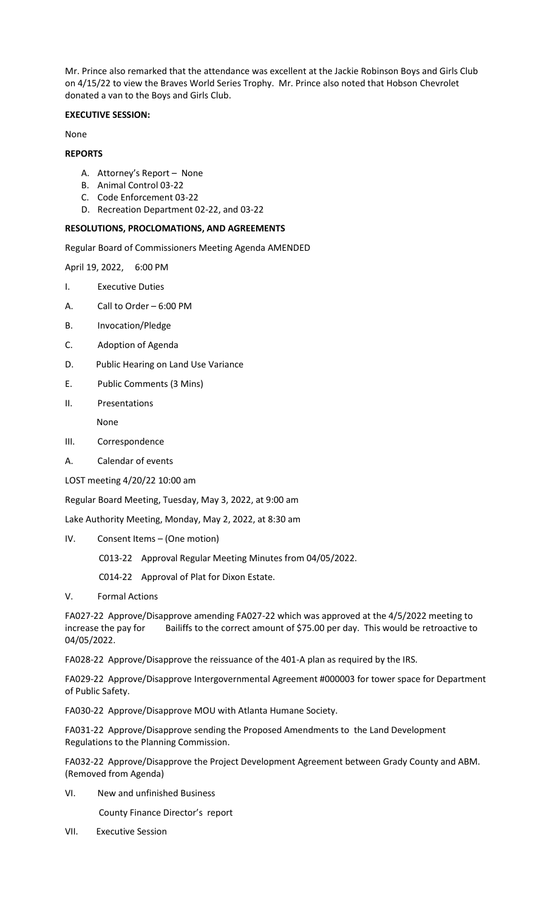Mr. Prince also remarked that the attendance was excellent at the Jackie Robinson Boys and Girls Club on 4/15/22 to view the Braves World Series Trophy. Mr. Prince also noted that Hobson Chevrolet donated a van to the Boys and Girls Club.

**EXECUTIVE SESSION:**

None

**REPORTS**

A. Attorney's Report – None
B. Animal Control 03-22
C. Code Enforcement 03-22
D. Recreation Department 02-22, and 03-22

**RESOLUTIONS, PROCLOMATIONS, AND AGREEMENTS**

Regular Board of Commissioners Meeting Agenda AMENDED

April 19, 2022, 6:00 PM

I. Executive Duties

A. Call to Order – 6:00 PM

B. Invocation/Pledge

C. Adoption of Agenda

D. Public Hearing on Land Use Variance

E. Public Comments (3 Mins)

II. Presentations

None

III. Correspondence

A. Calendar of events

LOST meeting 4/20/22 10:00 am

Regular Board Meeting, Tuesday, May 3, 2022, at 9:00 am

Lake Authority Meeting, Monday, May 2, 2022, at 8:30 am

IV. Consent Items – (One motion)

C013-22 Approval Regular Meeting Minutes from 04/05/2022.

C014-22 Approval of Plat for Dixon Estate.

V. Formal Actions

FA027-22 Approve/Disapprove amending FA027-22 which was approved at the 4/5/2022 meeting to increase the pay for Bailiffs to the correct amount of $75.00 per day. This would be retroactive to 04/05/2022.

FA028-22 Approve/Disapprove the reissuance of the 401-A plan as required by the IRS.

FA029-22 Approve/Disapprove Intergovernmental Agreement #000003 for tower space for Department of Public Safety.

FA030-22 Approve/Disapprove MOU with Atlanta Humane Society.

FA031-22 Approve/Disapprove sending the Proposed Amendments to the Land Development Regulations to the Planning Commission.

FA032-22 Approve/Disapprove the Project Development Agreement between Grady County and ABM. (Removed from Agenda)

VI. New and unfinished Business

County Finance Director's report

VII. Executive Session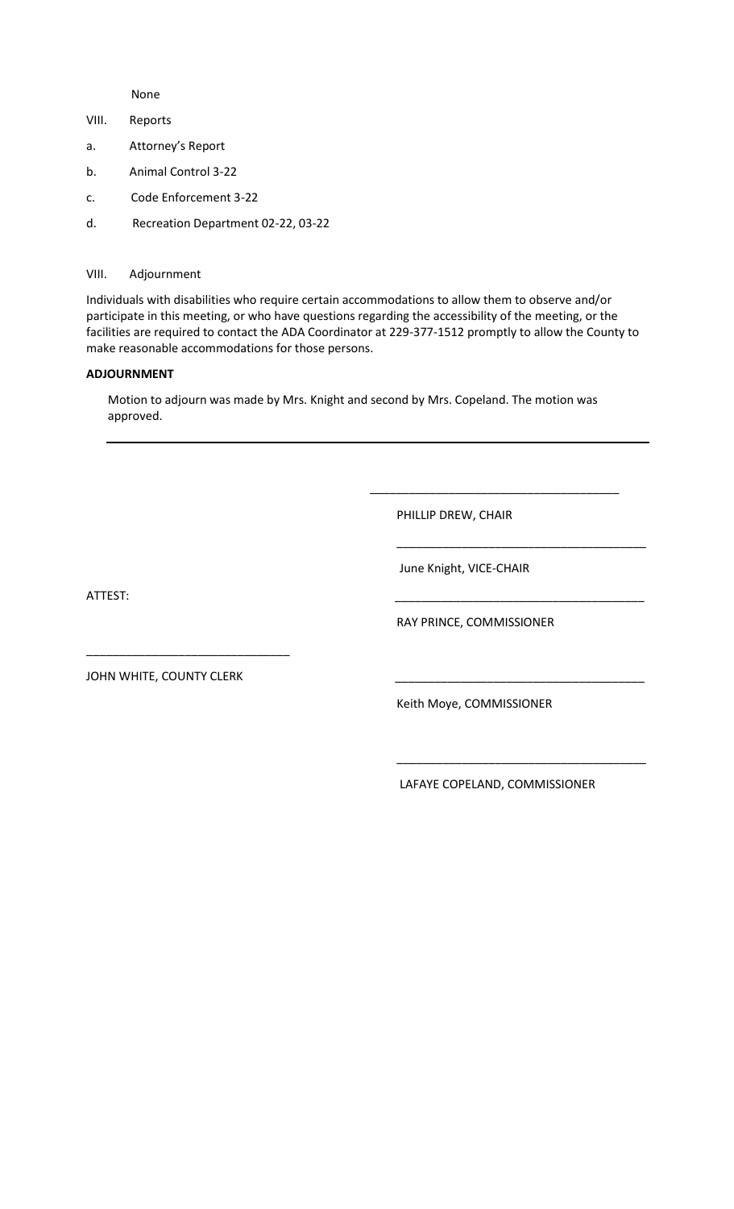None

VIII. Reports

a. Attorney's Report

b. Animal Control 3-22

c. Code Enforcement 3-22

d. Recreation Department 02-22, 03-22

VIII. Adjournment

Individuals with disabilities who require certain accommodations to allow them to observe and/or participate in this meeting, or who have questions regarding the accessibility of the meeting, or the facilities are required to contact the ADA Coordinator at 229-377-1512 promptly to allow the County to make reasonable accommodations for those persons.

**ADJOURNMENT**

Motion to adjourn was made by Mrs. Knight and second by Mrs. Copeland. The motion was approved.

---

_____________________________________

PHILLIP DREW, CHAIR

_____________________________________

June Knight, VICE-CHAIR

ATTEST:

_____________________________________

RAY PRINCE, COMMISSIONER

______________________________

JOHN WHITE, COUNTY CLERK

_____________________________________

Keith Moye, COMMISSIONER

_____________________________________

LAFAYE COPELAND, COMMISSIONER